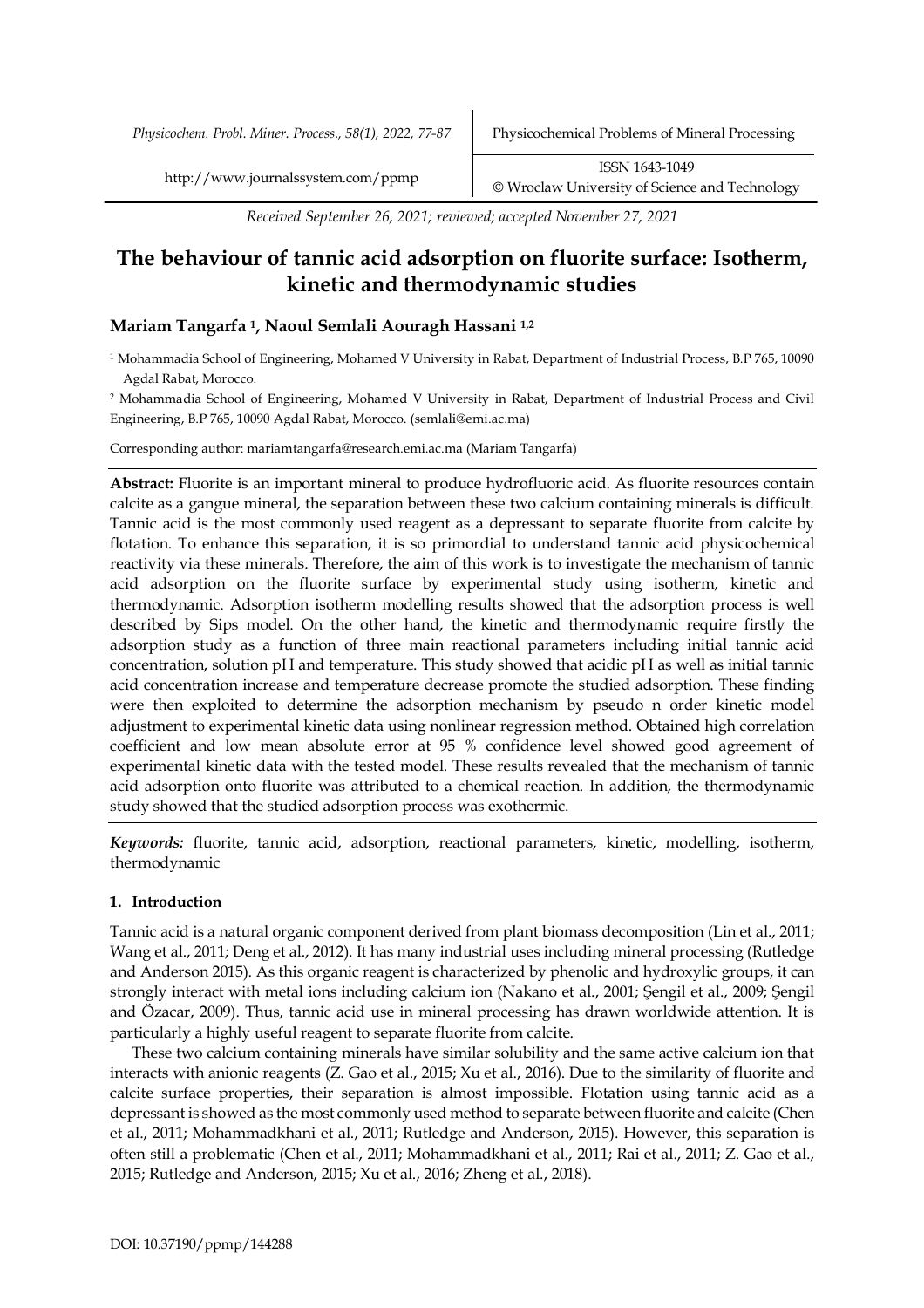*Received September 26, 2021; reviewed; accepted November 27, 2021*

# The behaviour of tannic acid adsorption on fluorite surface: Isotherm, kinetic and thermodynamic studies

**Mariam Tangarfa [1], Naoul Semlali Aouragh Hassani [1,2]**

[1] Mohammadia School of Engineering, Mohamed V University in Rabat, Department of Industrial Process, B.P 765, 10090 Agdal Rabat, Morocco.

[2] Mohammadia School of Engineering, Mohamed V University in Rabat, Department of Industrial Process and Civil Engineering, B.P 765, 10090 Agdal Rabat, Morocco. (semlali@emi.ac.ma)

Corresponding author: mariamtangarfa@research.emi.ac.ma (Mariam Tangarfa)

**Abstract:** Fluorite is an important mineral to produce hydrofluoric acid. As fluorite resources contain calcite as a gangue mineral, the separation between these two calcium containing minerals is difficult. Tannic acid is the most commonly used reagent as a depressant to separate fluorite from calcite by flotation. To enhance this separation, it is so primordial to understand tannic acid physicochemical reactivity via these minerals. Therefore, the aim of this work is to investigate the mechanism of tannic acid adsorption on the fluorite surface by experimental study using isotherm, kinetic and thermodynamic. Adsorption isotherm modelling results showed that the adsorption process is well described by Sips model. On the other hand, the kinetic and thermodynamic require firstly the adsorption study as a function of three main reactional parameters including initial tannic acid concentration, solution pH and temperature. This study showed that acidic pH as well as initial tannic acid concentration increase and temperature decrease promote the studied adsorption. These finding were then exploited to determine the adsorption mechanism by pseudo n order kinetic model adjustment to experimental kinetic data using nonlinear regression method. Obtained high correlation coefficient and low mean absolute error at 95 % confidence level showed good agreement of experimental kinetic data with the tested model. These results revealed that the mechanism of tannic acid adsorption onto fluorite was attributed to a chemical reaction. In addition, the thermodynamic study showed that the studied adsorption process was exothermic.

***Keywords:*** fluorite, tannic acid, adsorption, reactional parameters, kinetic, modelling, isotherm, thermodynamic

## 1. Introduction

Tannic acid is a natural organic component derived from plant biomass decomposition (Lin et al., 2011; Wang et al., 2011; Deng et al., 2012). It has many industrial uses including mineral processing (Rutledge and Anderson 2015). As this organic reagent is characterized by phenolic and hydroxylic groups, it can strongly interact with metal ions including calcium ion (Nakano et al., 2001; Şengil et al., 2009; Şengil and Özacar, 2009). Thus, tannic acid use in mineral processing has drawn worldwide attention. It is particularly a highly useful reagent to separate fluorite from calcite.

These two calcium containing minerals have similar solubility and the same active calcium ion that interacts with anionic reagents (Z. Gao et al., 2015; Xu et al., 2016). Due to the similarity of fluorite and calcite surface properties, their separation is almost impossible. Flotation using tannic acid as a depressant is showed as the most commonly used method to separate between fluorite and calcite (Chen et al., 2011; Mohammadkhani et al., 2011; Rutledge and Anderson, 2015). However, this separation is often still a problematic (Chen et al., 2011; Mohammadkhani et al., 2011; Rai et al., 2011; Z. Gao et al., 2015; Rutledge and Anderson, 2015; Xu et al., 2016; Zheng et al., 2018).

DOI: 10.37190/ppmp/144288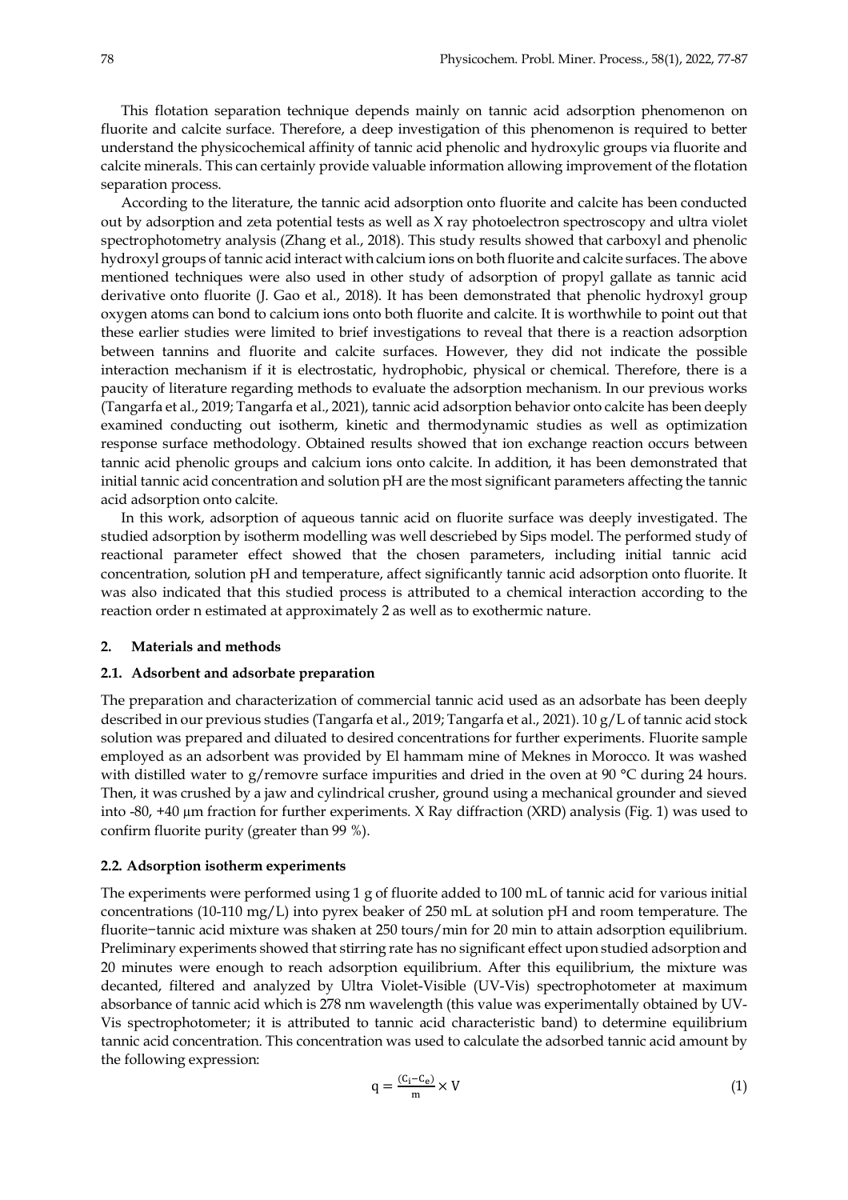This flotation separation technique depends mainly on tannic acid adsorption phenomenon on fluorite and calcite surface. Therefore, a deep investigation of this phenomenon is required to better understand the physicochemical affinity of tannic acid phenolic and hydroxylic groups via fluorite and calcite minerals. This can certainly provide valuable information allowing improvement of the flotation separation process.

According to the literature, the tannic acid adsorption onto fluorite and calcite has been conducted out by adsorption and zeta potential tests as well as X ray photoelectron spectroscopy and ultra violet spectrophotometry analysis (Zhang et al., 2018). This study results showed that carboxyl and phenolic hydroxyl groups of tannic acid interact with calcium ions on both fluorite and calcite surfaces. The above mentioned techniques were also used in other study of adsorption of propyl gallate as tannic acid derivative onto fluorite (J. Gao et al., 2018). It has been demonstrated that phenolic hydroxyl group oxygen atoms can bond to calcium ions onto both fluorite and calcite. It is worthwhile to point out that these earlier studies were limited to brief investigations to reveal that there is a reaction adsorption between tannins and fluorite and calcite surfaces. However, they did not indicate the possible interaction mechanism if it is electrostatic, hydrophobic, physical or chemical. Therefore, there is a paucity of literature regarding methods to evaluate the adsorption mechanism. In our previous works (Tangarfa et al., 2019; Tangarfa et al., 2021), tannic acid adsorption behavior onto calcite has been deeply examined conducting out isotherm, kinetic and thermodynamic studies as well as optimization response surface methodology. Obtained results showed that ion exchange reaction occurs between tannic acid phenolic groups and calcium ions onto calcite. In addition, it has been demonstrated that initial tannic acid concentration and solution pH are the most significant parameters affecting the tannic acid adsorption onto calcite.

In this work, adsorption of aqueous tannic acid on fluorite surface was deeply investigated. The studied adsorption by isotherm modelling was well descriebed by Sips model. The performed study of reactional parameter effect showed that the chosen parameters, including initial tannic acid concentration, solution pH and temperature, affect significantly tannic acid adsorption onto fluorite. It was also indicated that this studied process is attributed to a chemical interaction according to the reaction order n estimated at approximately 2 as well as to exothermic nature.

## 2. Materials and methods

### 2.1. Adsorbent and adsorbate preparation

The preparation and characterization of commercial tannic acid used as an adsorbate has been deeply described in our previous studies (Tangarfa et al., 2019; Tangarfa et al., 2021). 10 g/L of tannic acid stock solution was prepared and diluated to desired concentrations for further experiments. Fluorite sample employed as an adsorbent was provided by El hammam mine of Meknes in Morocco. It was washed with distilled water to g/removre surface impurities and dried in the oven at 90 °C during 24 hours. Then, it was crushed by a jaw and cylindrical crusher, ground using a mechanical grounder and sieved into -80, +40 μm fraction for further experiments. X Ray diffraction (XRD) analysis (Fig. 1) was used to confirm fluorite purity (greater than 99 %).

### 2.2. Adsorption isotherm experiments

The experiments were performed using 1 g of fluorite added to 100 mL of tannic acid for various initial concentrations (10-110 mg/L) into pyrex beaker of 250 mL at solution pH and room temperature. The fluorite−tannic acid mixture was shaken at 250 tours/min for 20 min to attain adsorption equilibrium. Preliminary experiments showed that stirring rate has no significant effect upon studied adsorption and 20 minutes were enough to reach adsorption equilibrium. After this equilibrium, the mixture was decanted, filtered and analyzed by Ultra Violet-Visible (UV-Vis) spectrophotometer at maximum absorbance of tannic acid which is 278 nm wavelength (this value was experimentally obtained by UV-Vis spectrophotometer; it is attributed to tannic acid characteristic band) to determine equilibrium tannic acid concentration. This concentration was used to calculate the adsorbed tannic acid amount by the following expression:

$$q = \frac{(C_i - C_e)}{m} \times V \tag{1}$$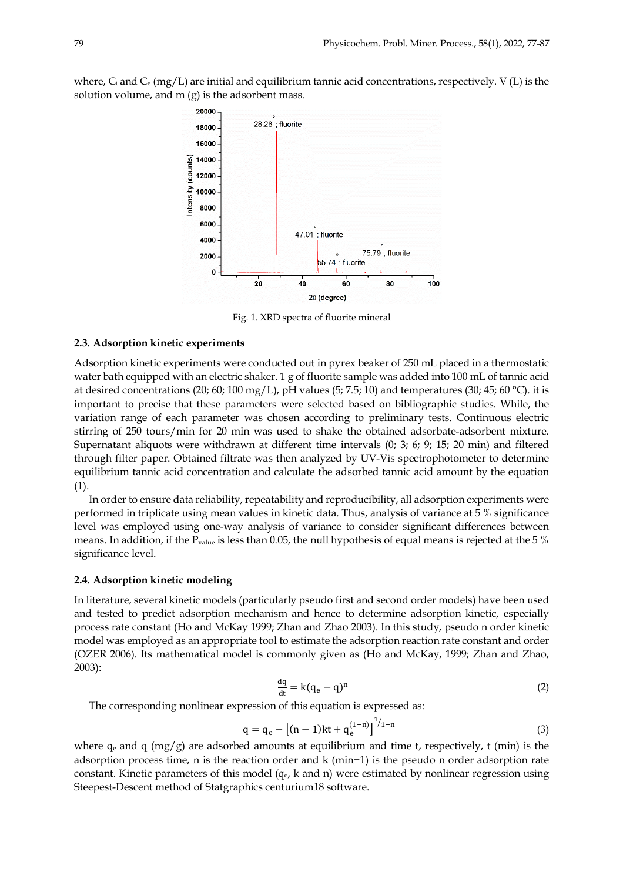where, $C_i$ and $C_e$ (mg/L) are initial and equilibrium tannic acid concentrations, respectively. V (L) is the solution volume, and m (g) is the adsorbent mass.

Fig. 1. XRD spectra of fluorite mineral

### 2.3. Adsorption kinetic experiments

Adsorption kinetic experiments were conducted out in pyrex beaker of 250 mL placed in a thermostatic water bath equipped with an electric shaker. 1 g of fluorite sample was added into 100 mL of tannic acid at desired concentrations (20; 60; 100 mg/L), pH values (5; 7.5; 10) and temperatures (30; 45; 60 °C). it is important to precise that these parameters were selected based on bibliographic studies. While, the variation range of each parameter was chosen according to preliminary tests. Continuous electric stirring of 250 tours/min for 20 min was used to shake the obtained adsorbate-adsorbent mixture. Supernatant aliquots were withdrawn at different time intervals (0; 3; 6; 9; 15; 20 min) and filtered through filter paper. Obtained filtrate was then analyzed by UV-Vis spectrophotometer to determine equilibrium tannic acid concentration and calculate the adsorbed tannic acid amount by the equation (1).

In order to ensure data reliability, repeatability and reproducibility, all adsorption experiments were performed in triplicate using mean values in kinetic data. Thus, analysis of variance at 5 % significance level was employed using one-way analysis of variance to consider significant differences between means. In addition, if the $P_{value}$ is less than 0.05, the null hypothesis of equal means is rejected at the 5 % significance level.

### 2.4. Adsorption kinetic modeling

In literature, several kinetic models (particularly pseudo first and second order models) have been used and tested to predict adsorption mechanism and hence to determine adsorption kinetic, especially process rate constant (Ho and McKay 1999; Zhan and Zhao 2003). In this study, pseudo n order kinetic model was employed as an appropriate tool to estimate the adsorption reaction rate constant and order (OZER 2006). Its mathematical model is commonly given as (Ho and McKay, 1999; Zhan and Zhao, 2003):

$$\frac{dq}{dt} = k(q_e - q)^n \tag{2}$$

The corresponding nonlinear expression of this equation is expressed as:

$$q = q_e - \left[(n-1)kt + q_e^{(1-n)}\right]^{1/1-n} \tag{3}$$

where $q_e$ and q (mg/g) are adsorbed amounts at equilibrium and time t, respectively, t (min) is the adsorption process time, n is the reaction order and k (min−1) is the pseudo n order adsorption rate constant. Kinetic parameters of this model ($q_e$, k and n) were estimated by nonlinear regression using Steepest-Descent method of Statgraphics centurium18 software.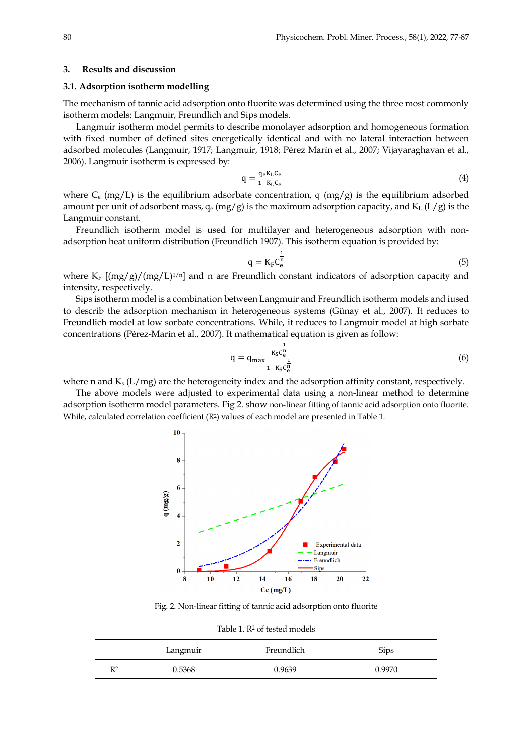## 3. Results and discussion

### 3.1. Adsorption isotherm modelling

The mechanism of tannic acid adsorption onto fluorite was determined using the three most commonly isotherm models: Langmuir, Freundlich and Sips models.

Langmuir isotherm model permits to describe monolayer adsorption and homogeneous formation with fixed number of defined sites energetically identical and with no lateral interaction between adsorbed molecules (Langmuir, 1917; Langmuir, 1918; Pérez Marín et al., 2007; Vijayaraghavan et al., 2006). Langmuir isotherm is expressed by:

$$q = \frac{q_e K_L C_e}{1 + K_L C_e} \tag{4}$$

where $C_e$ (mg/L) is the equilibrium adsorbate concentration, q (mg/g) is the equilibrium adsorbed amount per unit of adsorbent mass, $q_e$ (mg/g) is the maximum adsorption capacity, and $K_L$ (L/g) is the Langmuir constant.

Freundlich isotherm model is used for multilayer and heterogeneous adsorption with non-adsorption heat uniform distribution (Freundlich 1907). This isotherm equation is provided by:

$$q = K_F C_e^{\frac{1}{n}} \tag{5}$$

where $K_F$ [(mg/g)/(mg/L)$^{1/n}$] and n are Freundlich constant indicators of adsorption capacity and intensity, respectively.

Sips isotherm model is a combination between Langmuir and Freundlich isotherm models and iused to describ the adsorption mechanism in heterogeneous systems (Günay et al., 2007). It reduces to Freundlich model at low sorbate concentrations. While, it reduces to Langmuir model at high sorbate concentrations (Pérez-Marín et al., 2007). It mathematical equation is given as follow:

$$q = q_{max} \frac{K_S C_e^{\frac{1}{n}}}{1 + K_S C_e^{\frac{1}{n}}} \tag{6}$$

where n and $K_s$ (L/mg) are the heterogeneity index and the adsorption affinity constant, respectively.

The above models were adjusted to experimental data using a non-linear method to determine adsorption isotherm model parameters. Fig 2. show non-linear fitting of tannic acid adsorption onto fluorite. While, calculated correlation coefficient ($R^2$) values of each model are presented in Table 1.

Fig. 2. Non-linear fitting of tannic acid adsorption onto fluorite

Table 1. $R^2$ of tested models

| | Langmuir | Freundlich | Sips |
|---|---|---|---|
| $R^2$ | 0.5368 | 0.9639 | 0.9970 |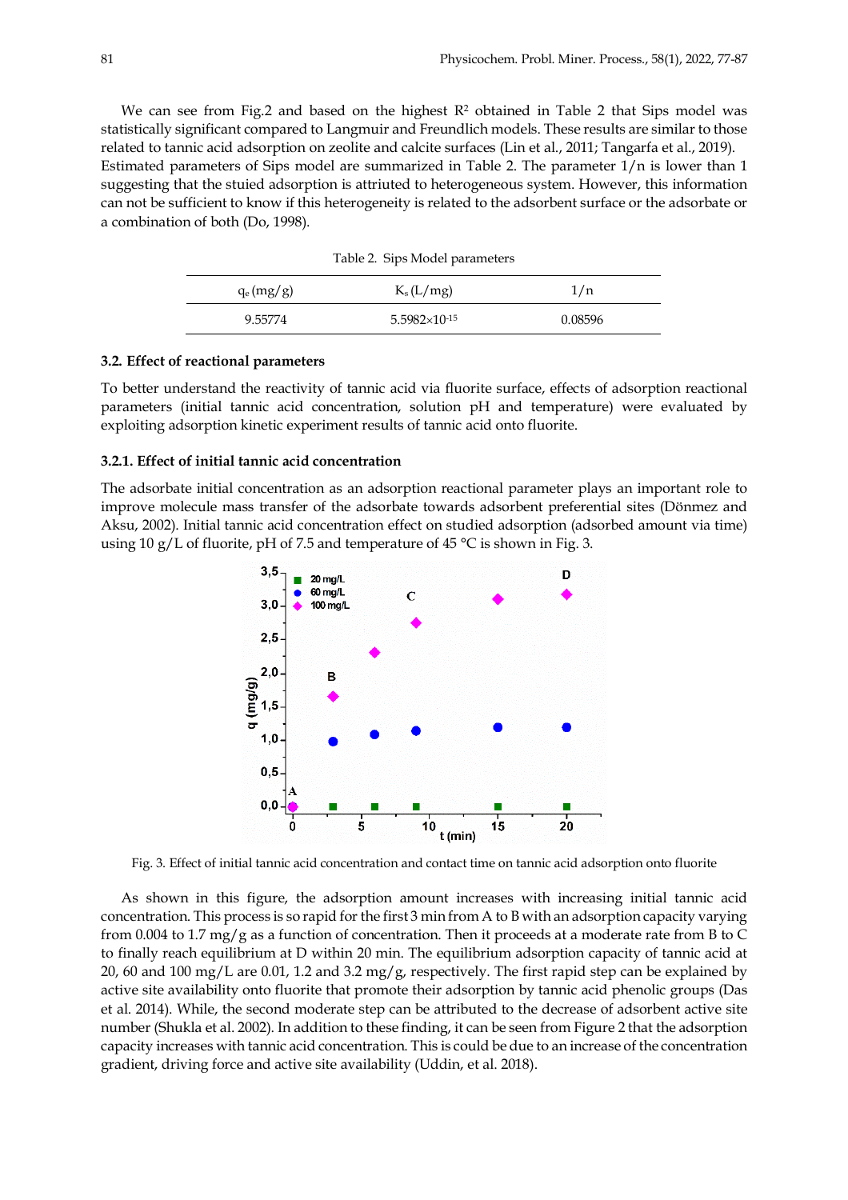We can see from Fig.2 and based on the highest $R^2$ obtained in Table 2 that Sips model was statistically significant compared to Langmuir and Freundlich models. These results are similar to those related to tannic acid adsorption on zeolite and calcite surfaces (Lin et al., 2011; Tangarfa et al., 2019). Estimated parameters of Sips model are summarized in Table 2. The parameter $1/n$ is lower than 1 suggesting that the stuied adsorption is attriuted to heterogeneous system. However, this information can not be sufficient to know if this heterogeneity is related to the adsorbent surface or the adsorbate or a combination of both (Do, 1998).

Table 2. Sips Model parameters

| $q_e$ (mg/g) | $K_s$ (L/mg) | $1/n$ |
|---|---|---|
| 9.55774 | $5.5982\times10^{-15}$ | 0.08596 |

### 3.2. Effect of reactional parameters

To better understand the reactivity of tannic acid via fluorite surface, effects of adsorption reactional parameters (initial tannic acid concentration, solution pH and temperature) were evaluated by exploiting adsorption kinetic experiment results of tannic acid onto fluorite.

#### 3.2.1. Effect of initial tannic acid concentration

The adsorbate initial concentration as an adsorption reactional parameter plays an important role to improve molecule mass transfer of the adsorbate towards adsorbent preferential sites (Dönmez and Aksu, 2002). Initial tannic acid concentration effect on studied adsorption (adsorbed amount via time) using 10 g/L of fluorite, pH of 7.5 and temperature of 45 °C is shown in Fig. 3.

Fig. 3. Effect of initial tannic acid concentration and contact time on tannic acid adsorption onto fluorite

As shown in this figure, the adsorption amount increases with increasing initial tannic acid concentration. This process is so rapid for the first 3 min from A to B with an adsorption capacity varying from 0.004 to 1.7 mg/g as a function of concentration. Then it proceeds at a moderate rate from B to C to finally reach equilibrium at D within 20 min. The equilibrium adsorption capacity of tannic acid at 20, 60 and 100 mg/L are 0.01, 1.2 and 3.2 mg/g, respectively. The first rapid step can be explained by active site availability onto fluorite that promote their adsorption by tannic acid phenolic groups (Das et al. 2014). While, the second moderate step can be attributed to the decrease of adsorbent active site number (Shukla et al. 2002). In addition to these finding, it can be seen from Figure 2 that the adsorption capacity increases with tannic acid concentration. This is could be due to an increase of the concentration gradient, driving force and active site availability (Uddin, et al. 2018).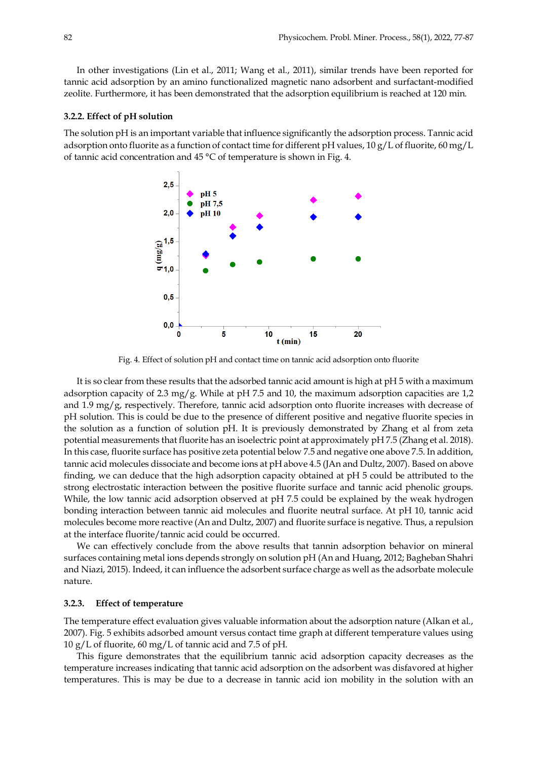In other investigations (Lin et al., 2011; Wang et al., 2011), similar trends have been reported for tannic acid adsorption by an amino functionalized magnetic nano adsorbent and surfactant-modified zeolite. Furthermore, it has been demonstrated that the adsorption equilibrium is reached at 120 min.

### 3.2.2. Effect of pH solution

The solution pH is an important variable that influence significantly the adsorption process. Tannic acid adsorption onto fluorite as a function of contact time for different pH values, 10 g/L of fluorite, 60 mg/L of tannic acid concentration and 45 °C of temperature is shown in Fig. 4.

Fig. 4. Effect of solution pH and contact time on tannic acid adsorption onto fluorite

It is so clear from these results that the adsorbed tannic acid amount is high at pH 5 with a maximum adsorption capacity of 2.3 mg/g. While at pH 7.5 and 10, the maximum adsorption capacities are 1,2 and 1.9 mg/g, respectively. Therefore, tannic acid adsorption onto fluorite increases with decrease of pH solution. This is could be due to the presence of different positive and negative fluorite species in the solution as a function of solution pH. It is previously demonstrated by Zhang et al from zeta potential measurements that fluorite has an isoelectric point at approximately pH 7.5 (Zhang et al. 2018). In this case, fluorite surface has positive zeta potential below 7.5 and negative one above 7.5. In addition, tannic acid molecules dissociate and become ions at pH above 4.5 (JAn and Dultz, 2007). Based on above finding, we can deduce that the high adsorption capacity obtained at pH 5 could be attributed to the strong electrostatic interaction between the positive fluorite surface and tannic acid phenolic groups. While, the low tannic acid adsorption observed at pH 7.5 could be explained by the weak hydrogen bonding interaction between tannic aid molecules and fluorite neutral surface. At pH 10, tannic acid molecules become more reactive (An and Dultz, 2007) and fluorite surface is negative. Thus, a repulsion at the interface fluorite/tannic acid could be occurred.

We can effectively conclude from the above results that tannin adsorption behavior on mineral surfaces containing metal ions depends strongly on solution pH (An and Huang, 2012; Bagheban Shahri and Niazi, 2015). Indeed, it can influence the adsorbent surface charge as well as the adsorbate molecule nature.

### 3.2.3. Effect of temperature

The temperature effect evaluation gives valuable information about the adsorption nature (Alkan et al., 2007). Fig. 5 exhibits adsorbed amount versus contact time graph at different temperature values using 10 g/L of fluorite, 60 mg/L of tannic acid and 7.5 of pH.

This figure demonstrates that the equilibrium tannic acid adsorption capacity decreases as the temperature increases indicating that tannic acid adsorption on the adsorbent was disfavored at higher temperatures. This is may be due to a decrease in tannic acid ion mobility in the solution with an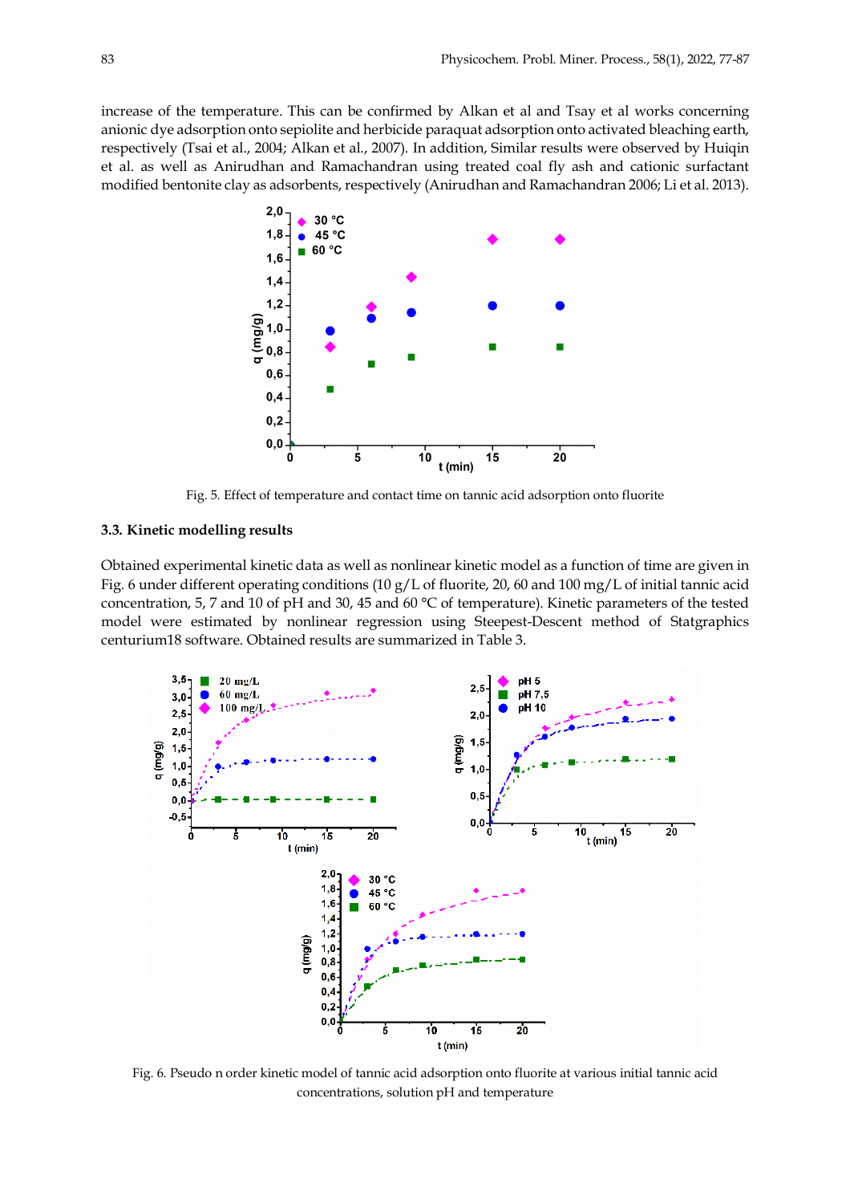increase of the temperature. This can be confirmed by Alkan et al and Tsay et al works concerning anionic dye adsorption onto sepiolite and herbicide paraquat adsorption onto activated bleaching earth, respectively (Tsai et al., 2004; Alkan et al., 2007). In addition, Similar results were observed by Huiqin et al. as well as Anirudhan and Ramachandran using treated coal fly ash and cationic surfactant modified bentonite clay as adsorbents, respectively (Anirudhan and Ramachandran 2006; Li et al. 2013).

Fig. 5. Effect of temperature and contact time on tannic acid adsorption onto fluorite

### 3.3. Kinetic modelling results

Obtained experimental kinetic data as well as nonlinear kinetic model as a function of time are given in Fig. 6 under different operating conditions (10 g/L of fluorite, 20, 60 and 100 mg/L of initial tannic acid concentration, 5, 7 and 10 of pH and 30, 45 and 60 °C of temperature). Kinetic parameters of the tested model were estimated by nonlinear regression using Steepest-Descent method of Statgraphics centurium18 software. Obtained results are summarized in Table 3.

Fig. 6. Pseudo n order kinetic model of tannic acid adsorption onto fluorite at various initial tannic acid concentrations, solution pH and temperature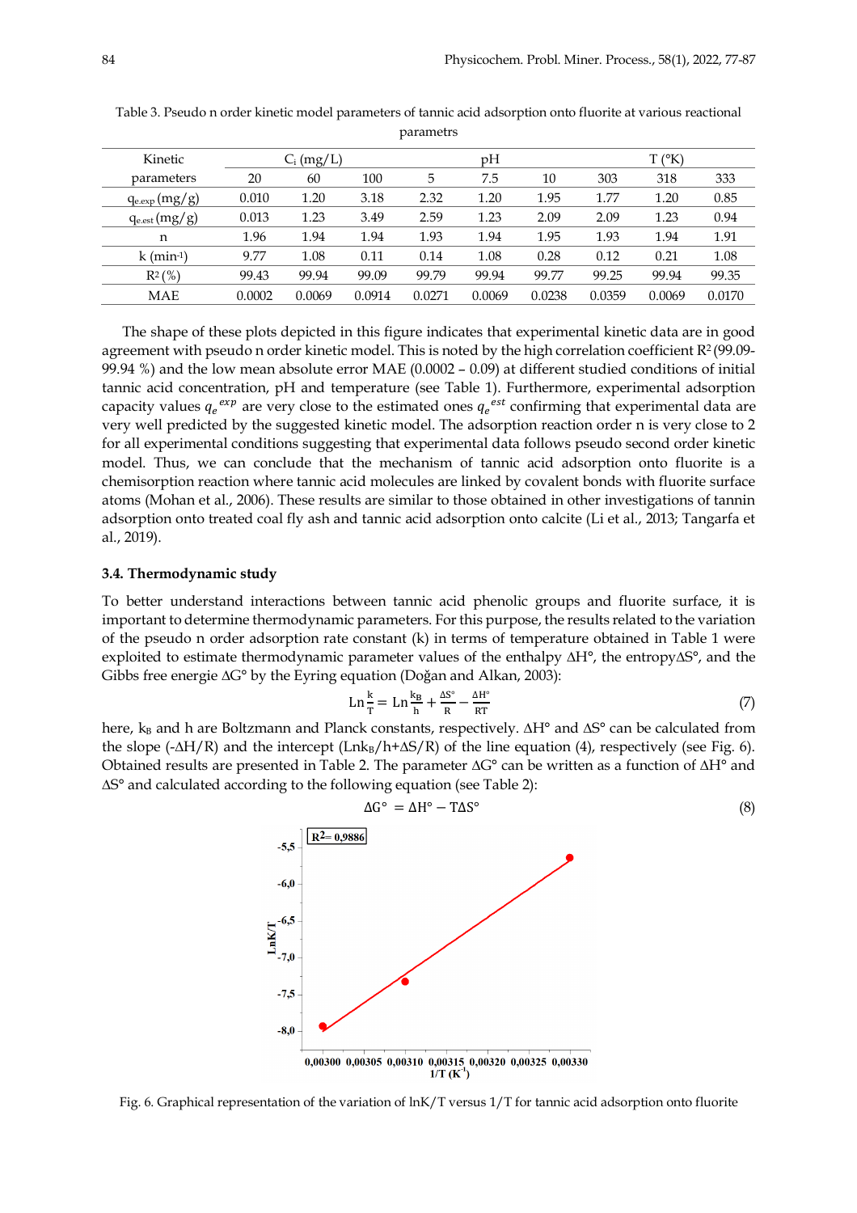Table 3. Pseudo n order kinetic model parameters of tannic acid adsorption onto fluorite at various reactional parametrs

| Kinetic parameters | $C_i$ (mg/L) | | | pH | | | T (°K) | | |
|---|---|---|---|---|---|---|---|---|---|
| | 20 | 60 | 100 | 5 | 7.5 | 10 | 303 | 318 | 333 |
| $q_{e.exp}$ (mg/g) | 0.010 | 1.20 | 3.18 | 2.32 | 1.20 | 1.95 | 1.77 | 1.20 | 0.85 |
| $q_{e.est}$ (mg/g) | 0.013 | 1.23 | 3.49 | 2.59 | 1.23 | 2.09 | 2.09 | 1.23 | 0.94 |
| n | 1.96 | 1.94 | 1.94 | 1.93 | 1.94 | 1.95 | 1.93 | 1.94 | 1.91 |
| k ($min^{-1}$) | 9.77 | 1.08 | 0.11 | 0.14 | 1.08 | 0.28 | 0.12 | 0.21 | 1.08 |
| $R^2$ (%) | 99.43 | 99.94 | 99.09 | 99.79 | 99.94 | 99.77 | 99.25 | 99.94 | 99.35 |
| MAE | 0.0002 | 0.0069 | 0.0914 | 0.0271 | 0.0069 | 0.0238 | 0.0359 | 0.0069 | 0.0170 |

The shape of these plots depicted in this figure indicates that experimental kinetic data are in good agreement with pseudo n order kinetic model. This is noted by the high correlation coefficient $R^2$ (99.09-99.94 %) and the low mean absolute error MAE (0.0002 – 0.09) at different studied conditions of initial tannic acid concentration, pH and temperature (see Table 1). Furthermore, experimental adsorption capacity values $q_e^{exp}$ are very close to the estimated ones $q_e^{est}$ confirming that experimental data are very well predicted by the suggested kinetic model. The adsorption reaction order n is very close to 2 for all experimental conditions suggesting that experimental data follows pseudo second order kinetic model. Thus, we can conclude that the mechanism of tannic acid adsorption onto fluorite is a chemisorption reaction where tannic acid molecules are linked by covalent bonds with fluorite surface atoms (Mohan et al., 2006). These results are similar to those obtained in other investigations of tannin adsorption onto treated coal fly ash and tannic acid adsorption onto calcite (Li et al., 2013; Tangarfa et al., 2019).

### 3.4. Thermodynamic study

To better understand interactions between tannic acid phenolic groups and fluorite surface, it is important to determine thermodynamic parameters. For this purpose, the results related to the variation of the pseudo n order adsorption rate constant (k) in terms of temperature obtained in Table 1 were exploited to estimate thermodynamic parameter values of the enthalpy ΔH°, the entropyΔS°, and the Gibbs free energie ΔG° by the Eyring equation (Doğan and Alkan, 2003):

$$\text{Ln}\frac{k}{T} = \text{Ln}\frac{k_B}{h} + \frac{\Delta S^\circ}{R} - \frac{\Delta H^\circ}{RT} \tag{7}$$

here, $k_B$ and h are Boltzmann and Planck constants, respectively. ΔH° and ΔS° can be calculated from the slope (-ΔH/R) and the intercept ($\text{Ln}k_B/h+\Delta S/R$) of the line equation (4), respectively (see Fig. 6). Obtained results are presented in Table 2. The parameter ΔG° can be written as a function of ΔH° and ΔS° and calculated according to the following equation (see Table 2):

$$\Delta G^\circ = \Delta H^\circ - T\Delta S^\circ \tag{8}$$

Fig. 6. Graphical representation of the variation of lnK/T versus 1/T for tannic acid adsorption onto fluorite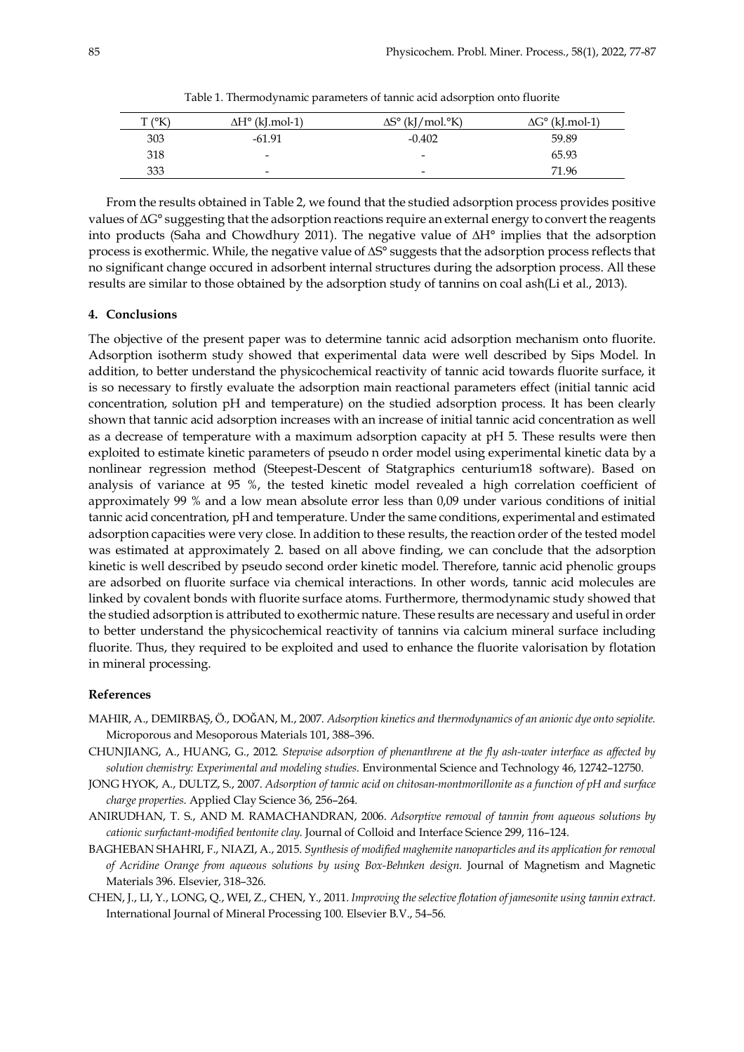Table 1. Thermodynamic parameters of tannic acid adsorption onto fluorite

| T (°K) | ΔH° (kJ.mol-1) | ΔS° (kJ/mol.°K) | ΔG° (kJ.mol-1) |
|---|---|---|---|
| 303 | -61.91 | -0.402 | 59.89 |
| 318 | - | - | 65.93 |
| 333 | - | - | 71.96 |

From the results obtained in Table 2, we found that the studied adsorption process provides positive values of ΔG° suggesting that the adsorption reactions require an external energy to convert the reagents into products (Saha and Chowdhury 2011). The negative value of ΔH° implies that the adsorption process is exothermic. While, the negative value of ΔS° suggests that the adsorption process reflects that no significant change occured in adsorbent internal structures during the adsorption process. All these results are similar to those obtained by the adsorption study of tannins on coal ash(Li et al., 2013).

## 4. Conclusions

The objective of the present paper was to determine tannic acid adsorption mechanism onto fluorite. Adsorption isotherm study showed that experimental data were well described by Sips Model. In addition, to better understand the physicochemical reactivity of tannic acid towards fluorite surface, it is so necessary to firstly evaluate the adsorption main reactional parameters effect (initial tannic acid concentration, solution pH and temperature) on the studied adsorption process. It has been clearly shown that tannic acid adsorption increases with an increase of initial tannic acid concentration as well as a decrease of temperature with a maximum adsorption capacity at pH 5. These results were then exploited to estimate kinetic parameters of pseudo n order model using experimental kinetic data by a nonlinear regression method (Steepest-Descent of Statgraphics centurium18 software). Based on analysis of variance at 95 %, the tested kinetic model revealed a high correlation coefficient of approximately 99 % and a low mean absolute error less than 0,09 under various conditions of initial tannic acid concentration, pH and temperature. Under the same conditions, experimental and estimated adsorption capacities were very close. In addition to these results, the reaction order of the tested model was estimated at approximately 2. based on all above finding, we can conclude that the adsorption kinetic is well described by pseudo second order kinetic model. Therefore, tannic acid phenolic groups are adsorbed on fluorite surface via chemical interactions. In other words, tannic acid molecules are linked by covalent bonds with fluorite surface atoms. Furthermore, thermodynamic study showed that the studied adsorption is attributed to exothermic nature. These results are necessary and useful in order to better understand the physicochemical reactivity of tannins via calcium mineral surface including fluorite. Thus, they required to be exploited and used to enhance the fluorite valorisation by flotation in mineral processing.

## References

MAHIR, A., DEMIRBAŞ, Ö., DOĞAN, M., 2007. *Adsorption kinetics and thermodynamics of an anionic dye onto sepiolite.* Microporous and Mesoporous Materials 101, 388–396.

CHUNJIANG, A., HUANG, G., 2012. *Stepwise adsorption of phenanthrene at the fly ash-water interface as affected by solution chemistry: Experimental and modeling studies.* Environmental Science and Technology 46, 12742–12750.

JONG HYOK, A., DULTZ, S., 2007. *Adsorption of tannic acid on chitosan-montmorillonite as a function of pH and surface charge properties.* Applied Clay Science 36, 256–264.

ANIRUDHAN, T. S., AND M. RAMACHANDRAN, 2006. *Adsorptive removal of tannin from aqueous solutions by cationic surfactant-modified bentonite clay.* Journal of Colloid and Interface Science 299, 116–124.

BAGHEBAN SHAHRI, F., NIAZI, A., 2015. *Synthesis of modified maghemite nanoparticles and its application for removal of Acridine Orange from aqueous solutions by using Box-Behnken design.* Journal of Magnetism and Magnetic Materials 396. Elsevier, 318–326.

CHEN, J., LI, Y., LONG, Q., WEI, Z., CHEN, Y., 2011. *Improving the selective flotation of jamesonite using tannin extract.* International Journal of Mineral Processing 100. Elsevier B.V., 54–56.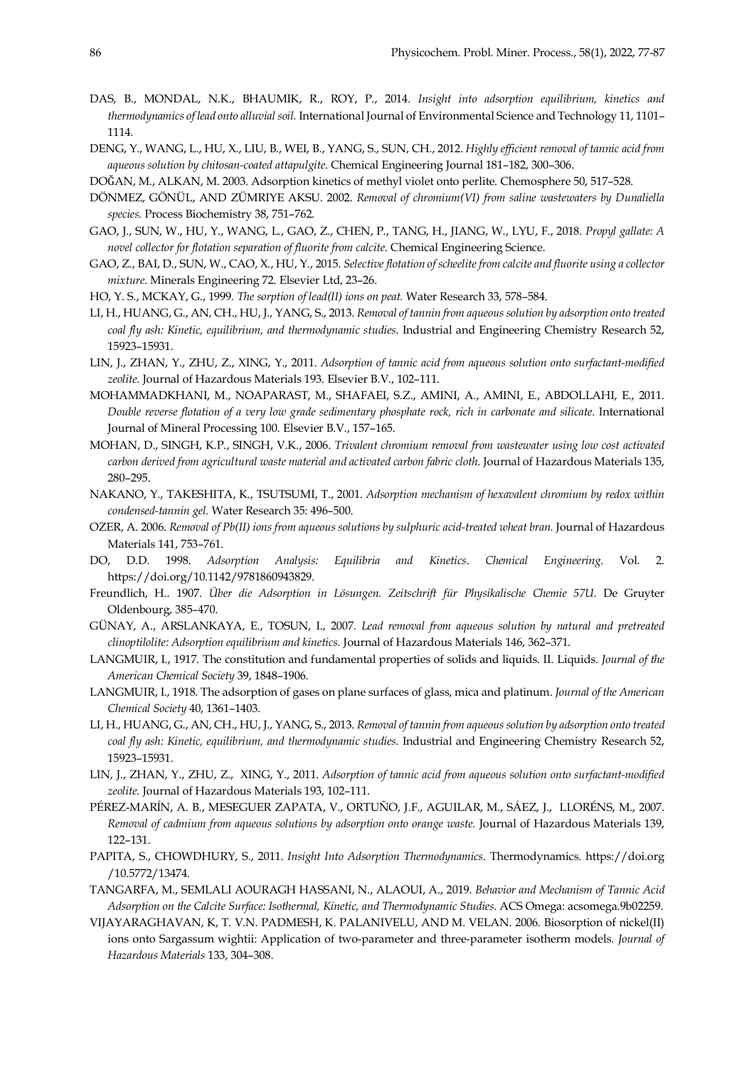DAS, B., MONDAL, N.K., BHAUMIK, R., ROY, P., 2014. *Insight into adsorption equilibrium, kinetics and thermodynamics of lead onto alluvial soil.* International Journal of Environmental Science and Technology 11, 1101–1114.

DENG, Y., WANG, L., HU, X., LIU, B., WEI, B., YANG, S., SUN, CH., 2012. *Highly efficient removal of tannic acid from aqueous solution by chitosan-coated attapulgite*. Chemical Engineering Journal 181–182, 300–306.

DOĞAN, M., ALKAN, M. 2003. Adsorption kinetics of methyl violet onto perlite. Chemosphere 50, 517–528.

DÖNMEZ, GÖNÜL, AND ZÜMRIYE AKSU. 2002. *Removal of chromium(VI) from saline wastewaters by Dunaliella species.* Process Biochemistry 38, 751–762.

GAO, J., SUN, W., HU, Y., WANG, L., GAO, Z., CHEN, P., TANG, H., JIANG, W., LYU, F., 2018. *Propyl gallate: A novel collector for flotation separation of fluorite from calcite*. Chemical Engineering Science.

GAO, Z., BAI, D., SUN, W., CAO, X., HU, Y., 2015. *Selective flotation of scheelite from calcite and fluorite using a collector mixture*. Minerals Engineering 72. Elsevier Ltd, 23–26.

HO, Y. S., MCKAY, G., 1999. *The sorption of lead(II) ions on peat.* Water Research 33, 578–584.

LI, H., HUANG, G., AN, CH., HU, J., YANG, S., 2013. *Removal of tannin from aqueous solution by adsorption onto treated coal fly ash: Kinetic, equilibrium, and thermodynamic studies*. Industrial and Engineering Chemistry Research 52, 15923–15931.

LIN, J., ZHAN, Y., ZHU, Z., XING, Y., 2011. *Adsorption of tannic acid from aqueous solution onto surfactant-modified zeolite*. Journal of Hazardous Materials 193. Elsevier B.V., 102–111.

MOHAMMADKHANI, M., NOAPARAST, M., SHAFAEI, S.Z., AMINI, A., AMINI, E., ABDOLLAHI, E., 2011. *Double reverse flotation of a very low grade sedimentary phosphate rock, rich in carbonate and silicate*. International Journal of Mineral Processing 100. Elsevier B.V., 157–165.

MOHAN, D., SINGH, K.P., SINGH, V.K., 2006. *Trivalent chromium removal from wastewater using low cost activated carbon derived from agricultural waste material and activated carbon fabric cloth*. Journal of Hazardous Materials 135, 280–295.

NAKANO, Y., TAKESHITA, K., TSUTSUMI, T., 2001. *Adsorption mechanism of hexavalent chromium by redox within condensed-tannin gel*. Water Research 35: 496–500.

OZER, A. 2006. *Removal of Pb(II) ions from aqueous solutions by sulphuric acid-treated wheat bran.* Journal of Hazardous Materials 141, 753–761.

DO, D.D. 1998. *Adsorption Analysis: Equilibria and Kinetics*. *Chemical Engineering.* Vol. 2. https://doi.org/10.1142/9781860943829.

Freundlich, H.. 1907. *Über die Adsorption in Lösungen. Zeitschrift für Physikalische Chemie 57U.* De Gruyter Oldenbourg, 385–470.

GÜNAY, A., ARSLANKAYA, E., TOSUN, I., 2007. *Lead removal from aqueous solution by natural and pretreated clinoptilolite: Adsorption equilibrium and kinetics.* Journal of Hazardous Materials 146, 362–371.

LANGMUIR, I., 1917. The constitution and fundamental properties of solids and liquids. II. Liquids. *Journal of the American Chemical Society* 39, 1848–1906.

LANGMUIR, I., 1918. The adsorption of gases on plane surfaces of glass, mica and platinum. *Journal of the American Chemical Society* 40, 1361–1403.

LI, H., HUANG, G., AN, CH., HU, J., YANG, S., 2013. *Removal of tannin from aqueous solution by adsorption onto treated coal fly ash: Kinetic, equilibrium, and thermodynamic studies.* Industrial and Engineering Chemistry Research 52, 15923–15931.

LIN, J., ZHAN, Y., ZHU, Z., XING, Y., 2011. *Adsorption of tannic acid from aqueous solution onto surfactant-modified zeolite.* Journal of Hazardous Materials 193, 102–111.

PÉREZ-MARÍN, A. B., MESEGUER ZAPATA, V., ORTUÑO, J.F., AGUILAR, M., SÁEZ, J., LLORÉNS, M., 2007. *Removal of cadmium from aqueous solutions by adsorption onto orange waste.* Journal of Hazardous Materials 139, 122–131.

PAPITA, S., CHOWDHURY, S., 2011. *Insight Into Adsorption Thermodynamics*. Thermodynamics. https://doi.org /10.5772/13474.

TANGARFA, M., SEMLALI AOURAGH HASSANI, N., ALAOUI, A., 2019. *Behavior and Mechanism of Tannic Acid Adsorption on the Calcite Surface: Isothermal, Kinetic, and Thermodynamic Studies*. ACS Omega: acsomega.9b02259.

VIJAYARAGHAVAN, K, T. V.N. PADMESH, K. PALANIVELU, AND M. VELAN. 2006. Biosorption of nickel(II) ions onto Sargassum wightii: Application of two-parameter and three-parameter isotherm models. *Journal of Hazardous Materials* 133, 304–308.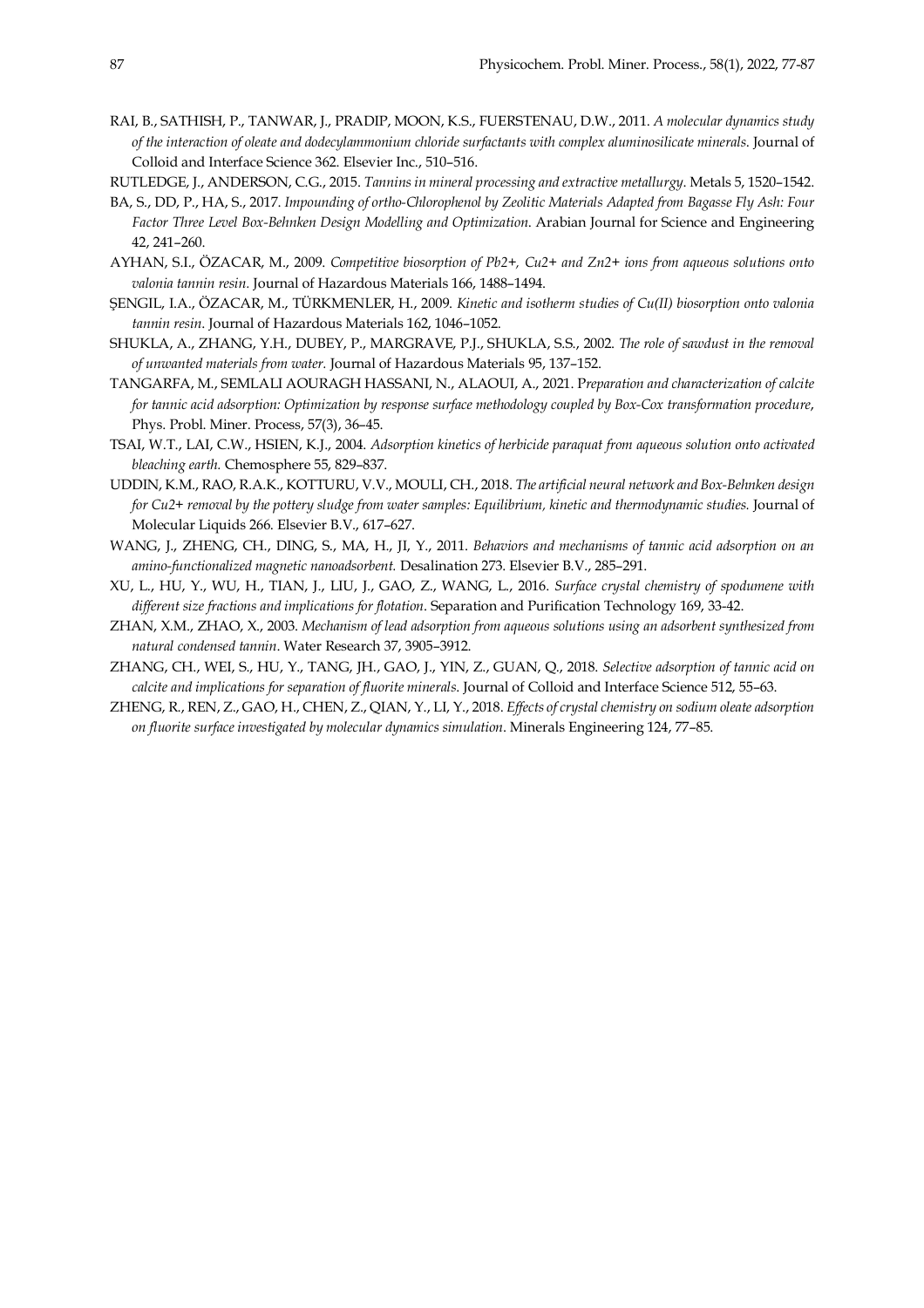RAI, B., SATHISH, P., TANWAR, J., PRADIP, MOON, K.S., FUERSTENAU, D.W., 2011. *A molecular dynamics study of the interaction of oleate and dodecylammonium chloride surfactants with complex aluminosilicate minerals*. Journal of Colloid and Interface Science 362. Elsevier Inc., 510–516.

RUTLEDGE, J., ANDERSON, C.G., 2015. *Tannins in mineral processing and extractive metallurgy*. Metals 5, 1520–1542.

BA, S., DD, P., HA, S., 2017. *Impounding of ortho-Chlorophenol by Zeolitic Materials Adapted from Bagasse Fly Ash: Four Factor Three Level Box-Behnken Design Modelling and Optimization*. Arabian Journal for Science and Engineering 42, 241–260.

AYHAN, S.I., ÖZACAR, M., 2009. *Competitive biosorption of Pb2+, Cu2+ and Zn2+ ions from aqueous solutions onto valonia tannin resin*. Journal of Hazardous Materials 166, 1488–1494.

ŞENGIL, I.A., ÖZACAR, M., TÜRKMENLER, H., 2009. *Kinetic and isotherm studies of Cu(II) biosorption onto valonia tannin resin*. Journal of Hazardous Materials 162, 1046–1052.

SHUKLA, A., ZHANG, Y.H., DUBEY, P., MARGRAVE, P.J., SHUKLA, S.S., 2002. *The role of sawdust in the removal of unwanted materials from water*. Journal of Hazardous Materials 95, 137–152.

TANGARFA, M., SEMLALI AOURAGH HASSANI, N., ALAOUI, A., 2021. P*reparation and characterization of calcite for tannic acid adsorption: Optimization by response surface methodology coupled by Box-Cox transformation procedure*, Phys. Probl. Miner. Process, 57(3), 36–45.

TSAI, W.T., LAI, C.W., HSIEN, K.J., 2004. *Adsorption kinetics of herbicide paraquat from aqueous solution onto activated bleaching earth*. Chemosphere 55, 829–837.

UDDIN, K.M., RAO, R.A.K., KOTTURU, V.V., MOULI, CH., 2018. *The artificial neural network and Box-Behnken design for Cu2+ removal by the pottery sludge from water samples: Equilibrium, kinetic and thermodynamic studies*. Journal of Molecular Liquids 266. Elsevier B.V., 617–627.

WANG, J., ZHENG, CH., DING, S., MA, H., JI, Y., 2011. *Behaviors and mechanisms of tannic acid adsorption on an amino-functionalized magnetic nanoadsorbent*. Desalination 273. Elsevier B.V., 285–291.

XU, L., HU, Y., WU, H., TIAN, J., LIU, J., GAO, Z., WANG, L., 2016. *Surface crystal chemistry of spodumene with different size fractions and implications for flotation*. Separation and Purification Technology 169, 33-42.

ZHAN, X.M., ZHAO, X., 2003. *Mechanism of lead adsorption from aqueous solutions using an adsorbent synthesized from natural condensed tannin*. Water Research 37, 3905–3912.

ZHANG, CH., WEI, S., HU, Y., TANG, JH., GAO, J., YIN, Z., GUAN, Q., 2018. *Selective adsorption of tannic acid on calcite and implications for separation of fluorite minerals*. Journal of Colloid and Interface Science 512, 55–63.

ZHENG, R., REN, Z., GAO, H., CHEN, Z., QIAN, Y., LI, Y., 2018. *Effects of crystal chemistry on sodium oleate adsorption on fluorite surface investigated by molecular dynamics simulation*. Minerals Engineering 124, 77–85.